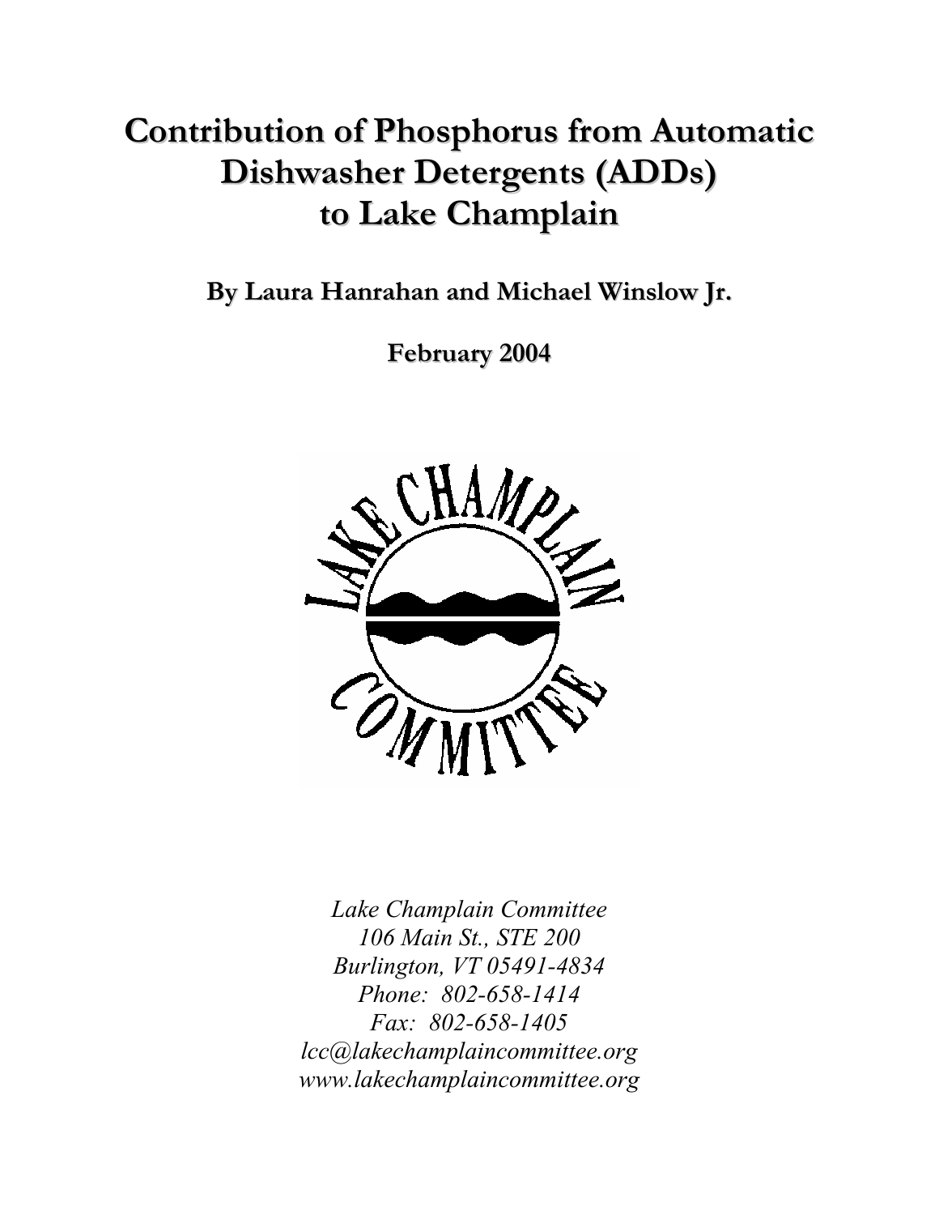# Contribution of Phosphorus from Automatic Dishwasher Detergents (ADDs) to Lake Champlain

**By Laura Hanrahan and Michael Winslow Jr.**

**February 2004**

*Lake Champlain Committee*
*106 Main St., STE 200*
*Burlington, VT 05491-4834*
*Phone: 802-658-1414*
*Fax: 802-658-1405*
*lcc@lakechamplaincommittee.org*
*www.lakechamplaincommittee.org*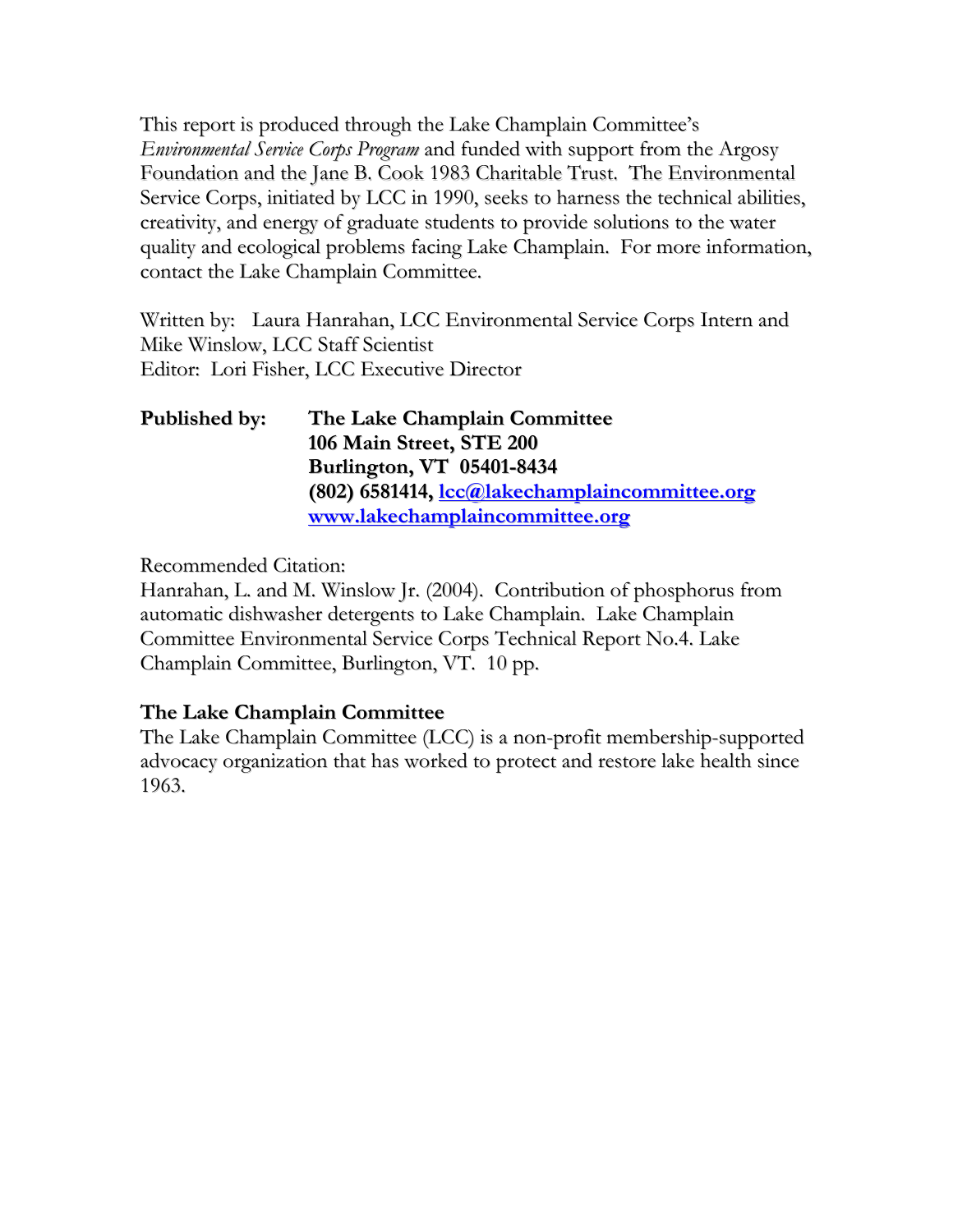This report is produced through the Lake Champlain Committee's *Environmental Service Corps Program* and funded with support from the Argosy Foundation and the Jane B. Cook 1983 Charitable Trust. The Environmental Service Corps, initiated by LCC in 1990, seeks to harness the technical abilities, creativity, and energy of graduate students to provide solutions to the water quality and ecological problems facing Lake Champlain. For more information, contact the Lake Champlain Committee.

Written by: Laura Hanrahan, LCC Environmental Service Corps Intern and Mike Winslow, LCC Staff Scientist
Editor: Lori Fisher, LCC Executive Director

**Published by:** **The Lake Champlain Committee**
**106 Main Street, STE 200**
**Burlington, VT 05401-8434**
**(802) 6581414, lcc@lakechamplaincommittee.org**
**www.lakechamplaincommittee.org**

Recommended Citation:
Hanrahan, L. and M. Winslow Jr. (2004). Contribution of phosphorus from automatic dishwasher detergents to Lake Champlain. Lake Champlain Committee Environmental Service Corps Technical Report No.4. Lake Champlain Committee, Burlington, VT. 10 pp.

**The Lake Champlain Committee**
The Lake Champlain Committee (LCC) is a non-profit membership-supported advocacy organization that has worked to protect and restore lake health since 1963.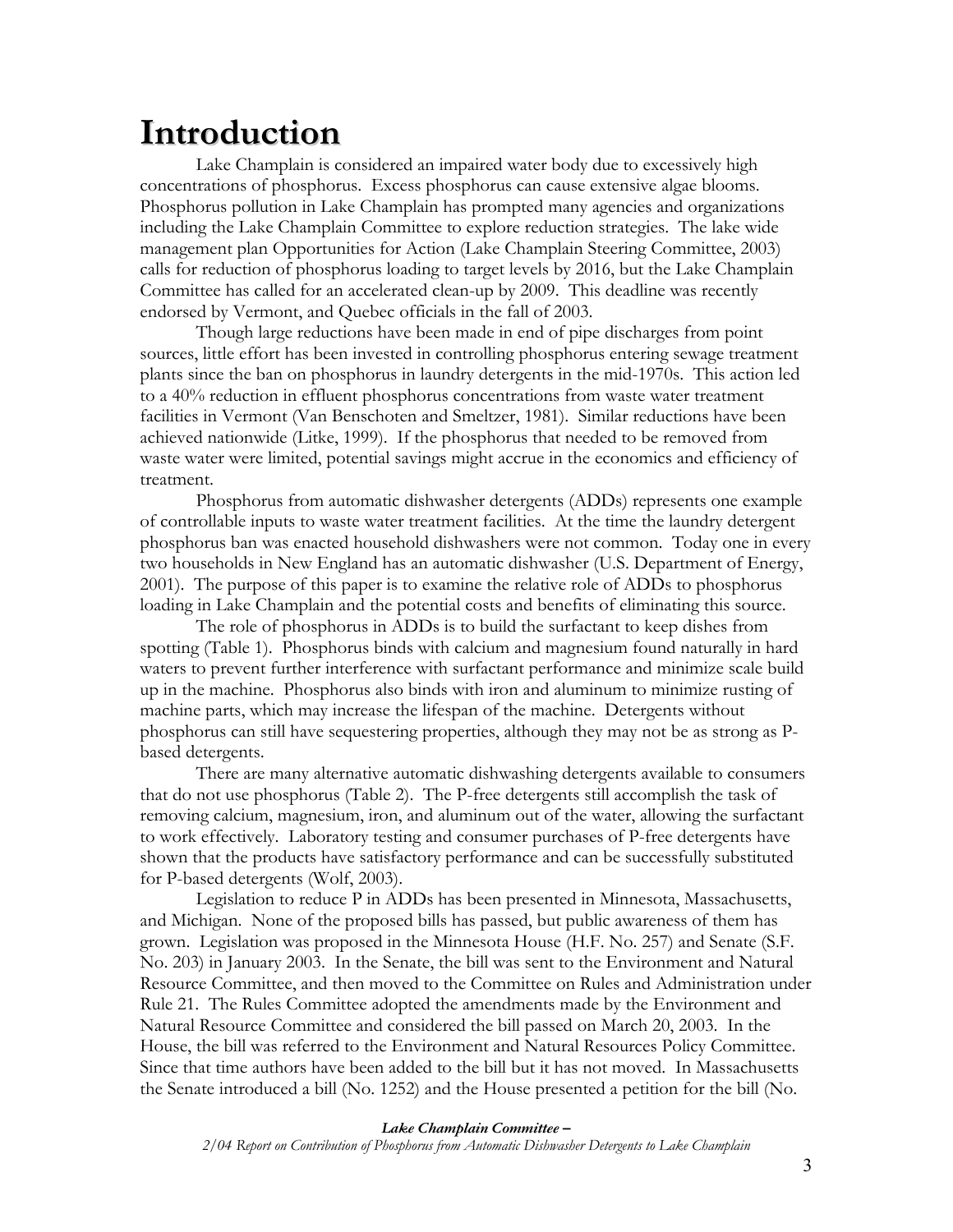# Introduction

Lake Champlain is considered an impaired water body due to excessively high concentrations of phosphorus. Excess phosphorus can cause extensive algae blooms. Phosphorus pollution in Lake Champlain has prompted many agencies and organizations including the Lake Champlain Committee to explore reduction strategies. The lake wide management plan Opportunities for Action (Lake Champlain Steering Committee, 2003) calls for reduction of phosphorus loading to target levels by 2016, but the Lake Champlain Committee has called for an accelerated clean-up by 2009. This deadline was recently endorsed by Vermont, and Quebec officials in the fall of 2003.

Though large reductions have been made in end of pipe discharges from point sources, little effort has been invested in controlling phosphorus entering sewage treatment plants since the ban on phosphorus in laundry detergents in the mid-1970s. This action led to a 40% reduction in effluent phosphorus concentrations from waste water treatment facilities in Vermont (Van Benschoten and Smeltzer, 1981). Similar reductions have been achieved nationwide (Litke, 1999). If the phosphorus that needed to be removed from waste water were limited, potential savings might accrue in the economics and efficiency of treatment.

Phosphorus from automatic dishwasher detergents (ADDs) represents one example of controllable inputs to waste water treatment facilities. At the time the laundry detergent phosphorus ban was enacted household dishwashers were not common. Today one in every two households in New England has an automatic dishwasher (U.S. Department of Energy, 2001). The purpose of this paper is to examine the relative role of ADDs to phosphorus loading in Lake Champlain and the potential costs and benefits of eliminating this source.

The role of phosphorus in ADDs is to build the surfactant to keep dishes from spotting (Table 1). Phosphorus binds with calcium and magnesium found naturally in hard waters to prevent further interference with surfactant performance and minimize scale build up in the machine. Phosphorus also binds with iron and aluminum to minimize rusting of machine parts, which may increase the lifespan of the machine. Detergents without phosphorus can still have sequestering properties, although they may not be as strong as P-based detergents.

There are many alternative automatic dishwashing detergents available to consumers that do not use phosphorus (Table 2). The P-free detergents still accomplish the task of removing calcium, magnesium, iron, and aluminum out of the water, allowing the surfactant to work effectively. Laboratory testing and consumer purchases of P-free detergents have shown that the products have satisfactory performance and can be successfully substituted for P-based detergents (Wolf, 2003).

Legislation to reduce P in ADDs has been presented in Minnesota, Massachusetts, and Michigan. None of the proposed bills has passed, but public awareness of them has grown. Legislation was proposed in the Minnesota House (H.F. No. 257) and Senate (S.F. No. 203) in January 2003. In the Senate, the bill was sent to the Environment and Natural Resource Committee, and then moved to the Committee on Rules and Administration under Rule 21. The Rules Committee adopted the amendments made by the Environment and Natural Resource Committee and considered the bill passed on March 20, 2003. In the House, the bill was referred to the Environment and Natural Resources Policy Committee. Since that time authors have been added to the bill but it has not moved. In Massachusetts the Senate introduced a bill (No. 1252) and the House presented a petition for the bill (No.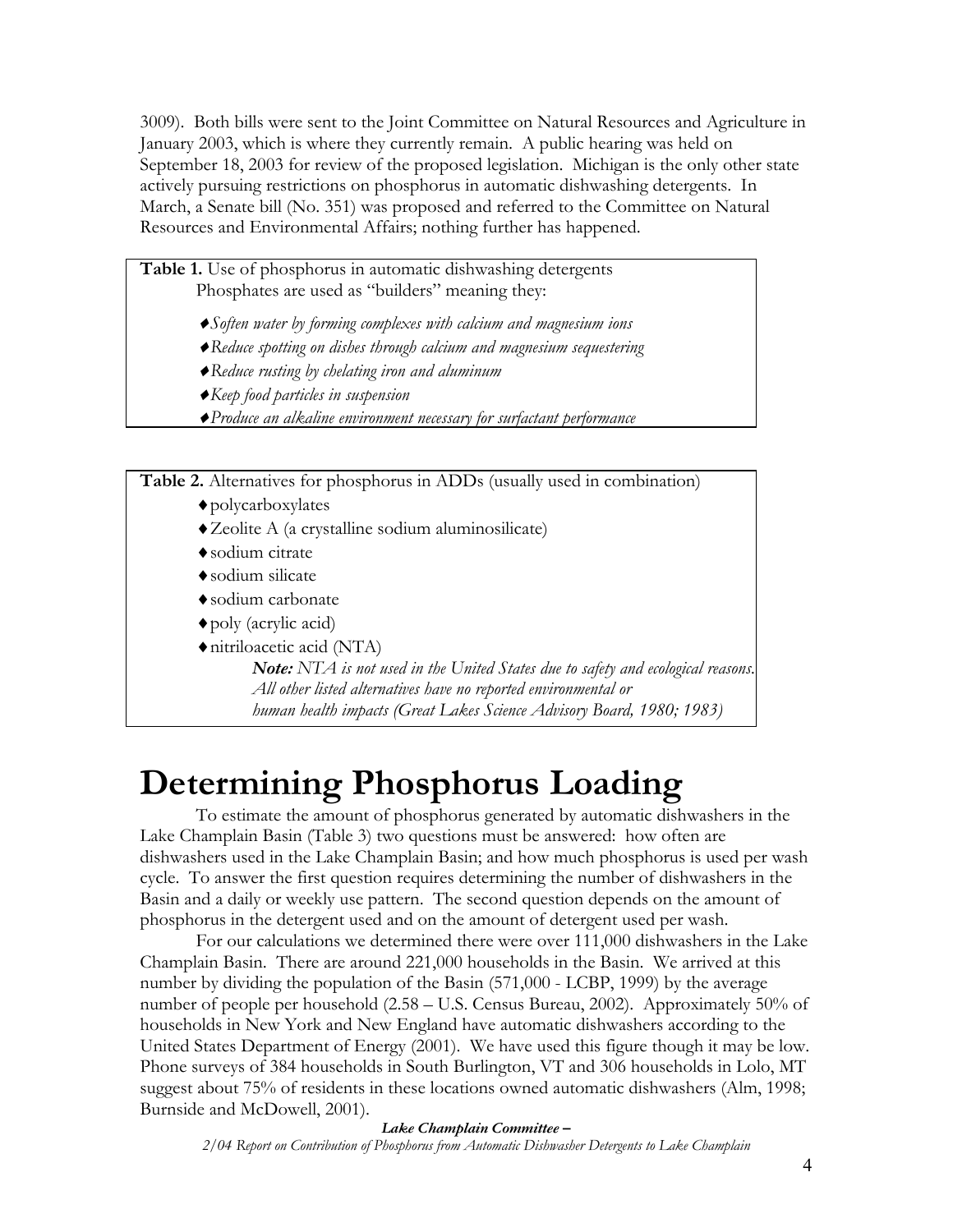3009). Both bills were sent to the Joint Committee on Natural Resources and Agriculture in January 2003, which is where they currently remain. A public hearing was held on September 18, 2003 for review of the proposed legislation. Michigan is the only other state actively pursuing restrictions on phosphorus in automatic dishwashing detergents. In March, a Senate bill (No. 351) was proposed and referred to the Committee on Natural Resources and Environmental Affairs; nothing further has happened.

**Table 1.** Use of phosphorus in automatic dishwashing detergents
Phosphates are used as "builders" meaning they:

- *Soften water by forming complexes with calcium and magnesium ions*
- *Reduce spotting on dishes through calcium and magnesium sequestering*
- *Reduce rusting by chelating iron and aluminum*
- *Keep food particles in suspension*
- *Produce an alkaline environment necessary for surfactant performance*

**Table 2.** Alternatives for phosphorus in ADDs (usually used in combination)

- polycarboxylates
- Zeolite A (a crystalline sodium aluminosilicate)
- sodium citrate
- sodium silicate
- sodium carbonate
- poly (acrylic acid)
- nitriloacetic acid (NTA)

***Note:*** *NTA is not used in the United States due to safety and ecological reasons. All other listed alternatives have no reported environmental or human health impacts (Great Lakes Science Advisory Board, 1980; 1983)*

# Determining Phosphorus Loading

To estimate the amount of phosphorus generated by automatic dishwashers in the Lake Champlain Basin (Table 3) two questions must be answered: how often are dishwashers used in the Lake Champlain Basin; and how much phosphorus is used per wash cycle. To answer the first question requires determining the number of dishwashers in the Basin and a daily or weekly use pattern. The second question depends on the amount of phosphorus in the detergent used and on the amount of detergent used per wash.

For our calculations we determined there were over 111,000 dishwashers in the Lake Champlain Basin. There are around 221,000 households in the Basin. We arrived at this number by dividing the population of the Basin (571,000 - LCBP, 1999) by the average number of people per household (2.58 – U.S. Census Bureau, 2002). Approximately 50% of households in New York and New England have automatic dishwashers according to the United States Department of Energy (2001). We have used this figure though it may be low. Phone surveys of 384 households in South Burlington, VT and 306 households in Lolo, MT suggest about 75% of residents in these locations owned automatic dishwashers (Alm, 1998; Burnside and McDowell, 2001).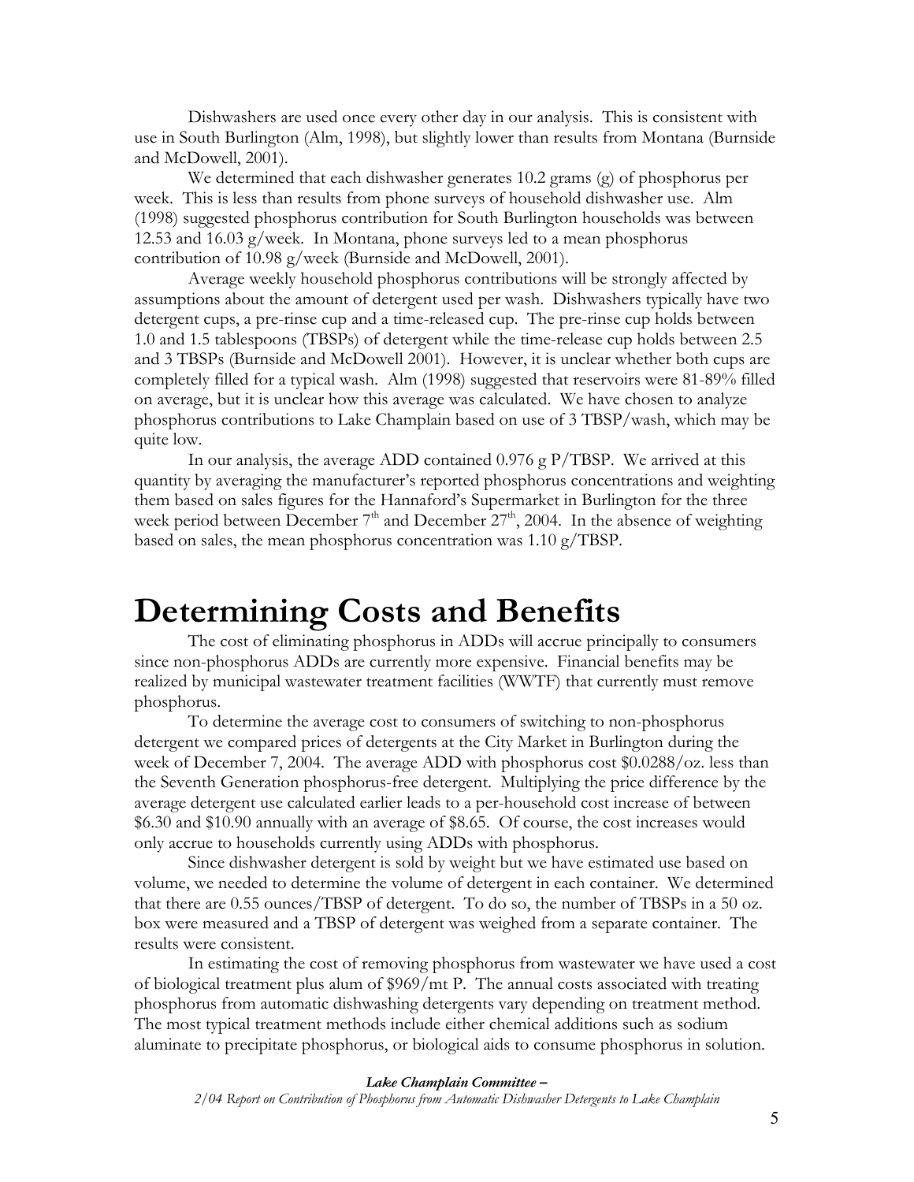Dishwashers are used once every other day in our analysis. This is consistent with use in South Burlington (Alm, 1998), but slightly lower than results from Montana (Burnside and McDowell, 2001).

We determined that each dishwasher generates 10.2 grams (g) of phosphorus per week. This is less than results from phone surveys of household dishwasher use. Alm (1998) suggested phosphorus contribution for South Burlington households was between 12.53 and 16.03 g/week. In Montana, phone surveys led to a mean phosphorus contribution of 10.98 g/week (Burnside and McDowell, 2001).

Average weekly household phosphorus contributions will be strongly affected by assumptions about the amount of detergent used per wash. Dishwashers typically have two detergent cups, a pre-rinse cup and a time-released cup. The pre-rinse cup holds between 1.0 and 1.5 tablespoons (TBSPs) of detergent while the time-release cup holds between 2.5 and 3 TBSPs (Burnside and McDowell 2001). However, it is unclear whether both cups are completely filled for a typical wash. Alm (1998) suggested that reservoirs were 81-89% filled on average, but it is unclear how this average was calculated. We have chosen to analyze phosphorus contributions to Lake Champlain based on use of 3 TBSP/wash, which may be quite low.

In our analysis, the average ADD contained 0.976 g P/TBSP. We arrived at this quantity by averaging the manufacturer's reported phosphorus concentrations and weighting them based on sales figures for the Hannaford's Supermarket in Burlington for the three week period between December 7th and December 27th, 2004. In the absence of weighting based on sales, the mean phosphorus concentration was 1.10 g/TBSP.

# Determining Costs and Benefits

The cost of eliminating phosphorus in ADDs will accrue principally to consumers since non-phosphorus ADDs are currently more expensive. Financial benefits may be realized by municipal wastewater treatment facilities (WWTF) that currently must remove phosphorus.

To determine the average cost to consumers of switching to non-phosphorus detergent we compared prices of detergents at the City Market in Burlington during the week of December 7, 2004. The average ADD with phosphorus cost $0.0288/oz. less than the Seventh Generation phosphorus-free detergent. Multiplying the price difference by the average detergent use calculated earlier leads to a per-household cost increase of between $6.30 and $10.90 annually with an average of $8.65. Of course, the cost increases would only accrue to households currently using ADDs with phosphorus.

Since dishwasher detergent is sold by weight but we have estimated use based on volume, we needed to determine the volume of detergent in each container. We determined that there are 0.55 ounces/TBSP of detergent. To do so, the number of TBSPs in a 50 oz. box were measured and a TBSP of detergent was weighed from a separate container. The results were consistent.

In estimating the cost of removing phosphorus from wastewater we have used a cost of biological treatment plus alum of $969/mt P. The annual costs associated with treating phosphorus from automatic dishwashing detergents vary depending on treatment method. The most typical treatment methods include either chemical additions such as sodium aluminate to precipitate phosphorus, or biological aids to consume phosphorus in solution.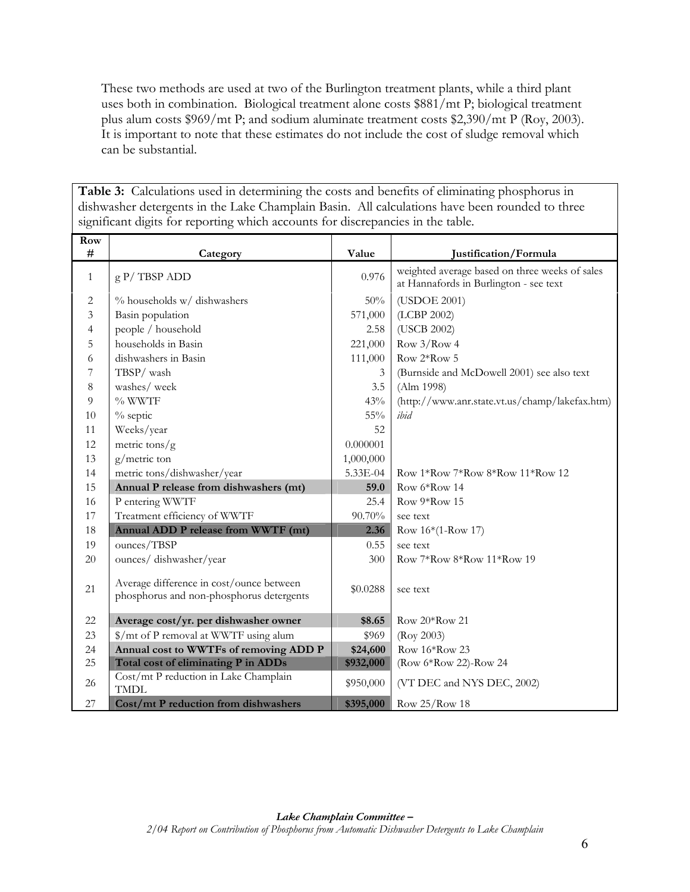These two methods are used at two of the Burlington treatment plants, while a third plant uses both in combination. Biological treatment alone costs $881/mt P; biological treatment plus alum costs $969/mt P; and sodium aluminate treatment costs $2,390/mt P (Roy, 2003). It is important to note that these estimates do not include the cost of sludge removal which can be substantial.

**Table 3:** Calculations used in determining the costs and benefits of eliminating phosphorus in dishwasher detergents in the Lake Champlain Basin. All calculations have been rounded to three significant digits for reporting which accounts for discrepancies in the table.

| Row # | Category | Value | Justification/Formula |
|---|---|---|---|
| 1 | g P/ TBSP ADD | 0.976 | weighted average based on three weeks of sales at Hannafords in Burlington - see text |
| 2 | % households w/ dishwashers | 50% | (USDOE 2001) |
| 3 | Basin population | 571,000 | (LCBP 2002) |
| 4 | people / household | 2.58 | (USCB 2002) |
| 5 | households in Basin | 221,000 | Row 3/Row 4 |
| 6 | dishwashers in Basin | 111,000 | Row 2*Row 5 |
| 7 | TBSP/ wash | 3 | (Burnside and McDowell 2001) see also text |
| 8 | washes/ week | 3.5 | (Alm 1998) |
| 9 | % WWTF | 43% | (http://www.anr.state.vt.us/champ/lakefax.htm) |
| 10 | % septic | 55% | *ibid* |
| 11 | Weeks/year | 52 | |
| 12 | metric tons/g | 0.000001 | |
| 13 | g/metric ton | 1,000,000 | |
| 14 | metric tons/dishwasher/year | 5.33E-04 | Row 1*Row 7*Row 8*Row 11*Row 12 |
| 15 | **Annual P release from dishwashers (mt)** | **59.0** | Row 6*Row 14 |
| 16 | P entering WWTF | 25.4 | Row 9*Row 15 |
| 17 | Treatment efficiency of WWTF | 90.70% | see text |
| 18 | **Annual ADD P release from WWTF (mt)** | **2.36** | Row 16*(1-Row 17) |
| 19 | ounces/TBSP | 0.55 | see text |
| 20 | ounces/ dishwasher/year | 300 | Row 7*Row 8*Row 11*Row 19 |
| 21 | Average difference in cost/ounce between phosphorus and non-phosphorus detergents | $0.0288 | see text |
| 22 | **Average cost/yr. per dishwasher owner** | **$8.65** | Row 20*Row 21 |
| 23 | $/mt of P removal at WWTF using alum | $969 | (Roy 2003) |
| 24 | **Annual cost to WWTFs of removing ADD P** | **$24,600** | Row 16*Row 23 |
| 25 | **Total cost of eliminating P in ADDs** | **$932,000** | (Row 6*Row 22)-Row 24 |
| 26 | Cost/mt P reduction in Lake Champlain TMDL | $950,000 | (VT DEC and NYS DEC, 2002) |
| 27 | **Cost/mt P reduction from dishwashers** | **$395,000** | Row 25/Row 18 |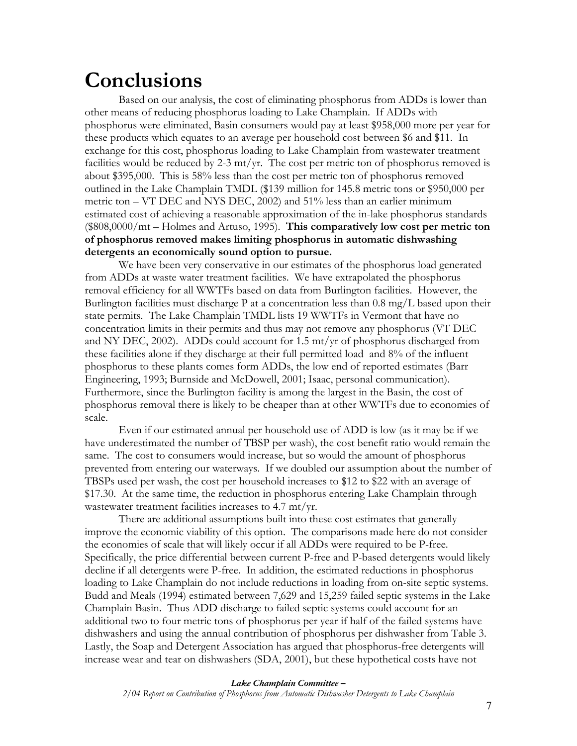# Conclusions

Based on our analysis, the cost of eliminating phosphorus from ADDs is lower than other means of reducing phosphorus loading to Lake Champlain. If ADDs with phosphorus were eliminated, Basin consumers would pay at least $958,000 more per year for these products which equates to an average per household cost between $6 and $11. In exchange for this cost, phosphorus loading to Lake Champlain from wastewater treatment facilities would be reduced by 2-3 mt/yr. The cost per metric ton of phosphorus removed is about $395,000. This is 58% less than the cost per metric ton of phosphorus removed outlined in the Lake Champlain TMDL ($139 million for 145.8 metric tons or $950,000 per metric ton – VT DEC and NYS DEC, 2002) and 51% less than an earlier minimum estimated cost of achieving a reasonable approximation of the in-lake phosphorus standards ($808,0000/mt – Holmes and Artuso, 1995). **This comparatively low cost per metric ton of phosphorus removed makes limiting phosphorus in automatic dishwashing detergents an economically sound option to pursue.**

We have been very conservative in our estimates of the phosphorus load generated from ADDs at waste water treatment facilities. We have extrapolated the phosphorus removal efficiency for all WWTFs based on data from Burlington facilities. However, the Burlington facilities must discharge P at a concentration less than 0.8 mg/L based upon their state permits. The Lake Champlain TMDL lists 19 WWTFs in Vermont that have no concentration limits in their permits and thus may not remove any phosphorus (VT DEC and NY DEC, 2002). ADDs could account for 1.5 mt/yr of phosphorus discharged from these facilities alone if they discharge at their full permitted load and 8% of the influent phosphorus to these plants comes form ADDs, the low end of reported estimates (Barr Engineering, 1993; Burnside and McDowell, 2001; Isaac, personal communication). Furthermore, since the Burlington facility is among the largest in the Basin, the cost of phosphorus removal there is likely to be cheaper than at other WWTFs due to economies of scale.

Even if our estimated annual per household use of ADD is low (as it may be if we have underestimated the number of TBSP per wash), the cost benefit ratio would remain the same. The cost to consumers would increase, but so would the amount of phosphorus prevented from entering our waterways. If we doubled our assumption about the number of TBSPs used per wash, the cost per household increases to $12 to $22 with an average of $17.30. At the same time, the reduction in phosphorus entering Lake Champlain through wastewater treatment facilities increases to 4.7 mt/yr.

There are additional assumptions built into these cost estimates that generally improve the economic viability of this option. The comparisons made here do not consider the economies of scale that will likely occur if all ADDs were required to be P-free. Specifically, the price differential between current P-free and P-based detergents would likely decline if all detergents were P-free. In addition, the estimated reductions in phosphorus loading to Lake Champlain do not include reductions in loading from on-site septic systems. Budd and Meals (1994) estimated between 7,629 and 15,259 failed septic systems in the Lake Champlain Basin. Thus ADD discharge to failed septic systems could account for an additional two to four metric tons of phosphorus per year if half of the failed systems have dishwashers and using the annual contribution of phosphorus per dishwasher from Table 3. Lastly, the Soap and Detergent Association has argued that phosphorus-free detergents will increase wear and tear on dishwashers (SDA, 2001), but these hypothetical costs have not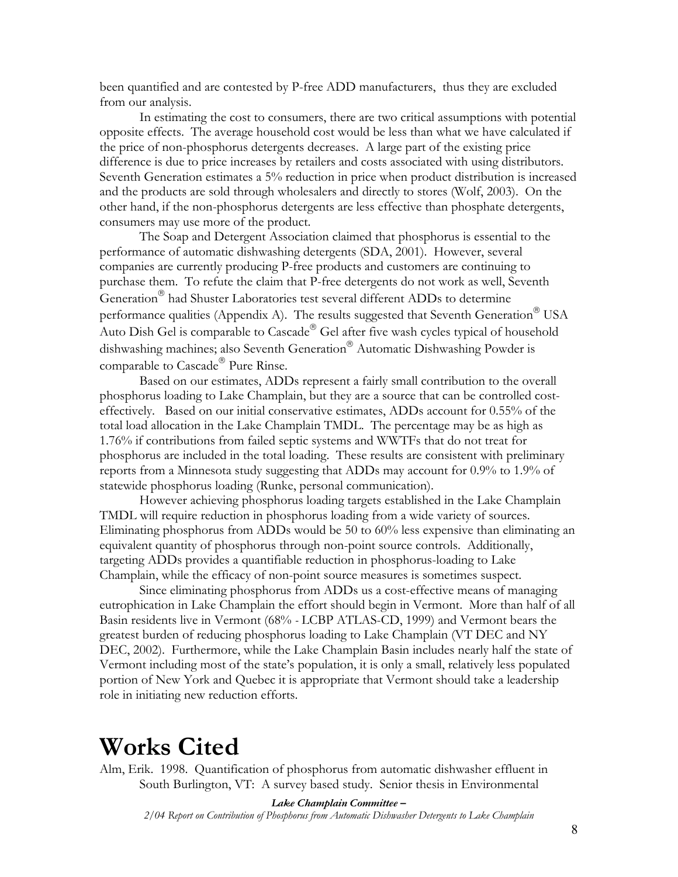been quantified and are contested by P-free ADD manufacturers,  thus they are excluded from our analysis.

In estimating the cost to consumers, there are two critical assumptions with potential opposite effects. The average household cost would be less than what we have calculated if the price of non-phosphorus detergents decreases. A large part of the existing price difference is due to price increases by retailers and costs associated with using distributors. Seventh Generation estimates a 5% reduction in price when product distribution is increased and the products are sold through wholesalers and directly to stores (Wolf, 2003). On the other hand, if the non-phosphorus detergents are less effective than phosphate detergents, consumers may use more of the product.

The Soap and Detergent Association claimed that phosphorus is essential to the performance of automatic dishwashing detergents (SDA, 2001). However, several companies are currently producing P-free products and customers are continuing to purchase them. To refute the claim that P-free detergents do not work as well, Seventh Generation® had Shuster Laboratories test several different ADDs to determine performance qualities (Appendix A). The results suggested that Seventh Generation® USA Auto Dish Gel is comparable to Cascade® Gel after five wash cycles typical of household dishwashing machines; also Seventh Generation® Automatic Dishwashing Powder is comparable to Cascade® Pure Rinse.

Based on our estimates, ADDs represent a fairly small contribution to the overall phosphorus loading to Lake Champlain, but they are a source that can be controlled cost-effectively. Based on our initial conservative estimates, ADDs account for 0.55% of the total load allocation in the Lake Champlain TMDL. The percentage may be as high as 1.76% if contributions from failed septic systems and WWTFs that do not treat for phosphorus are included in the total loading. These results are consistent with preliminary reports from a Minnesota study suggesting that ADDs may account for 0.9% to 1.9% of statewide phosphorus loading (Runke, personal communication).

However achieving phosphorus loading targets established in the Lake Champlain TMDL will require reduction in phosphorus loading from a wide variety of sources. Eliminating phosphorus from ADDs would be 50 to 60% less expensive than eliminating an equivalent quantity of phosphorus through non-point source controls. Additionally, targeting ADDs provides a quantifiable reduction in phosphorus-loading to Lake Champlain, while the efficacy of non-point source measures is sometimes suspect.

Since eliminating phosphorus from ADDs us a cost-effective means of managing eutrophication in Lake Champlain the effort should begin in Vermont. More than half of all Basin residents live in Vermont (68% - LCBP ATLAS-CD, 1999) and Vermont bears the greatest burden of reducing phosphorus loading to Lake Champlain (VT DEC and NY DEC, 2002). Furthermore, while the Lake Champlain Basin includes nearly half the state of Vermont including most of the state's population, it is only a small, relatively less populated portion of New York and Quebec it is appropriate that Vermont should take a leadership role in initiating new reduction efforts.

# Works Cited

Alm, Erik. 1998. Quantification of phosphorus from automatic dishwasher effluent in South Burlington, VT: A survey based study. Senior thesis in Environmental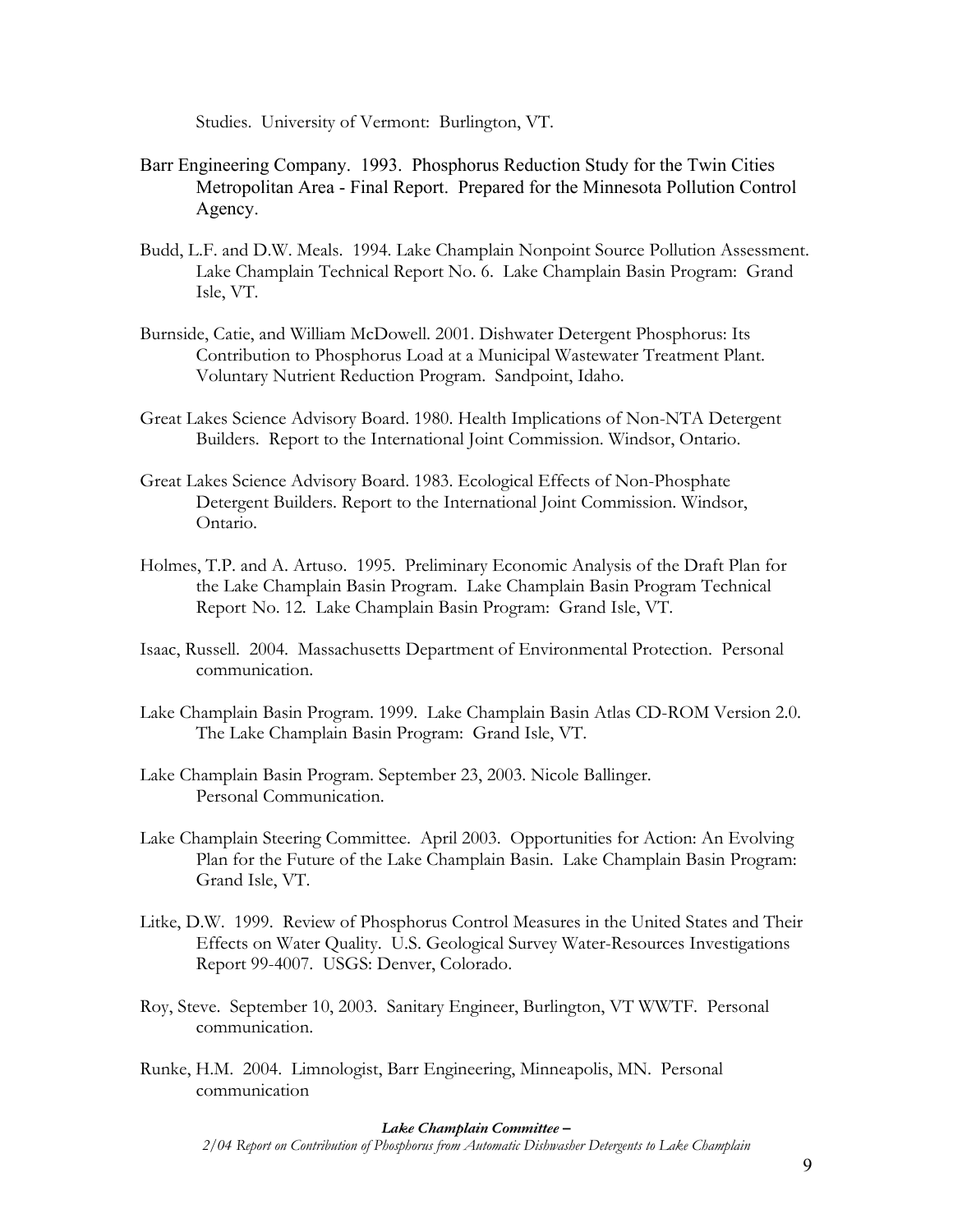Studies. University of Vermont: Burlington, VT.

Barr Engineering Company. 1993. Phosphorus Reduction Study for the Twin Cities Metropolitan Area - Final Report. Prepared for the Minnesota Pollution Control Agency.

Budd, L.F. and D.W. Meals. 1994. Lake Champlain Nonpoint Source Pollution Assessment. Lake Champlain Technical Report No. 6. Lake Champlain Basin Program: Grand Isle, VT.

Burnside, Catie, and William McDowell. 2001. Dishwater Detergent Phosphorus: Its Contribution to Phosphorus Load at a Municipal Wastewater Treatment Plant. Voluntary Nutrient Reduction Program. Sandpoint, Idaho.

Great Lakes Science Advisory Board. 1980. Health Implications of Non-NTA Detergent Builders. Report to the International Joint Commission. Windsor, Ontario.

Great Lakes Science Advisory Board. 1983. Ecological Effects of Non-Phosphate Detergent Builders. Report to the International Joint Commission. Windsor, Ontario.

Holmes, T.P. and A. Artuso. 1995. Preliminary Economic Analysis of the Draft Plan for the Lake Champlain Basin Program. Lake Champlain Basin Program Technical Report No. 12. Lake Champlain Basin Program: Grand Isle, VT.

Isaac, Russell. 2004. Massachusetts Department of Environmental Protection. Personal communication.

Lake Champlain Basin Program. 1999. Lake Champlain Basin Atlas CD-ROM Version 2.0. The Lake Champlain Basin Program: Grand Isle, VT.

Lake Champlain Basin Program. September 23, 2003. Nicole Ballinger. Personal Communication.

Lake Champlain Steering Committee. April 2003. Opportunities for Action: An Evolving Plan for the Future of the Lake Champlain Basin. Lake Champlain Basin Program: Grand Isle, VT.

Litke, D.W. 1999. Review of Phosphorus Control Measures in the United States and Their Effects on Water Quality. U.S. Geological Survey Water-Resources Investigations Report 99-4007. USGS: Denver, Colorado.

Roy, Steve. September 10, 2003. Sanitary Engineer, Burlington, VT WWTF. Personal communication.

Runke, H.M. 2004. Limnologist, Barr Engineering, Minneapolis, MN. Personal communication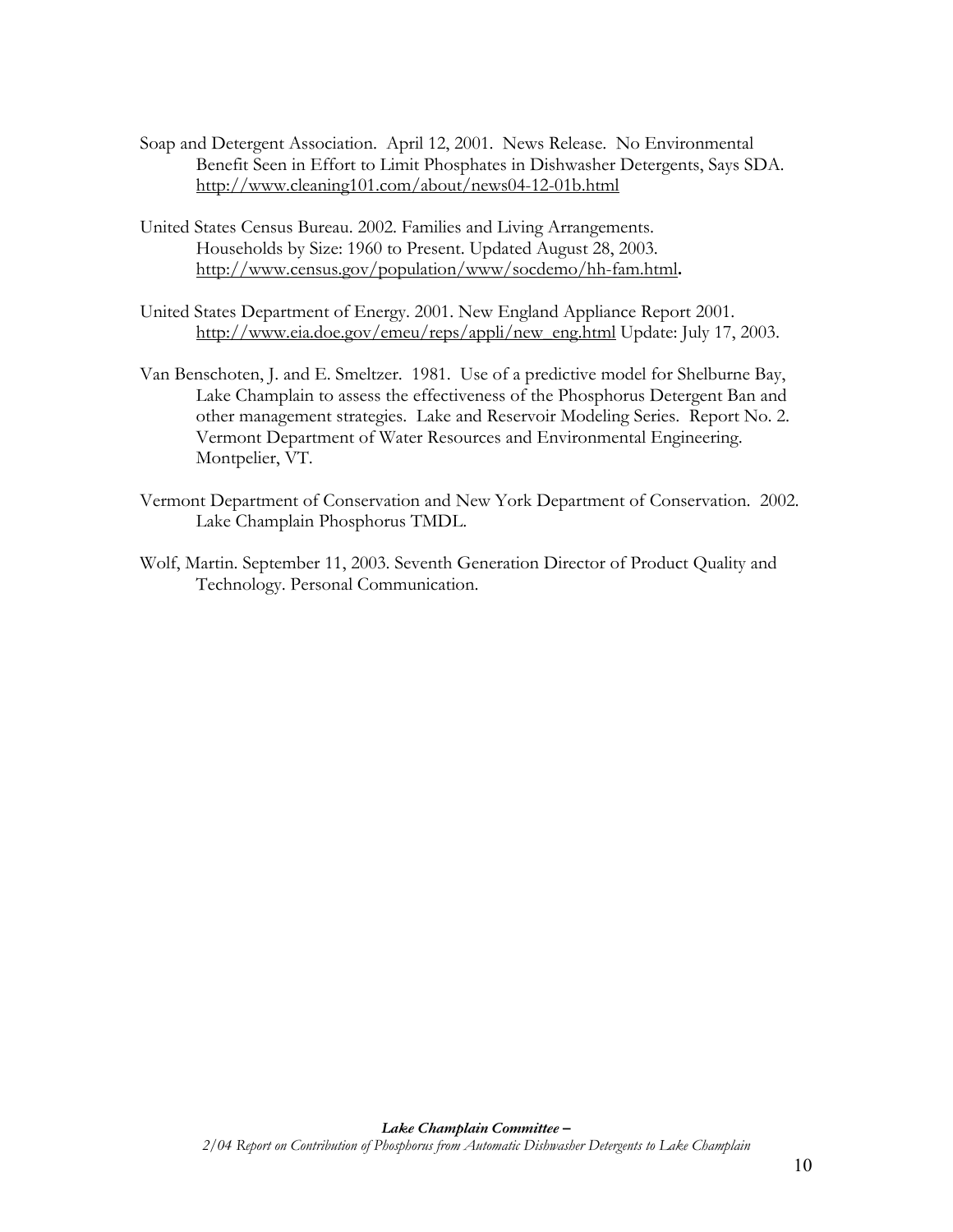Soap and Detergent Association. April 12, 2001. News Release. No Environmental Benefit Seen in Effort to Limit Phosphates in Dishwasher Detergents, Says SDA. http://www.cleaning101.com/about/news04-12-01b.html

United States Census Bureau. 2002. Families and Living Arrangements. Households by Size: 1960 to Present. Updated August 28, 2003. http://www.census.gov/population/www/socdemo/hh-fam.html.

United States Department of Energy. 2001. New England Appliance Report 2001. http://www.eia.doe.gov/emeu/reps/appli/new_eng.html Update: July 17, 2003.

Van Benschoten, J. and E. Smeltzer. 1981. Use of a predictive model for Shelburne Bay, Lake Champlain to assess the effectiveness of the Phosphorus Detergent Ban and other management strategies. Lake and Reservoir Modeling Series. Report No. 2. Vermont Department of Water Resources and Environmental Engineering. Montpelier, VT.

Vermont Department of Conservation and New York Department of Conservation. 2002. Lake Champlain Phosphorus TMDL.

Wolf, Martin. September 11, 2003. Seventh Generation Director of Product Quality and Technology. Personal Communication.